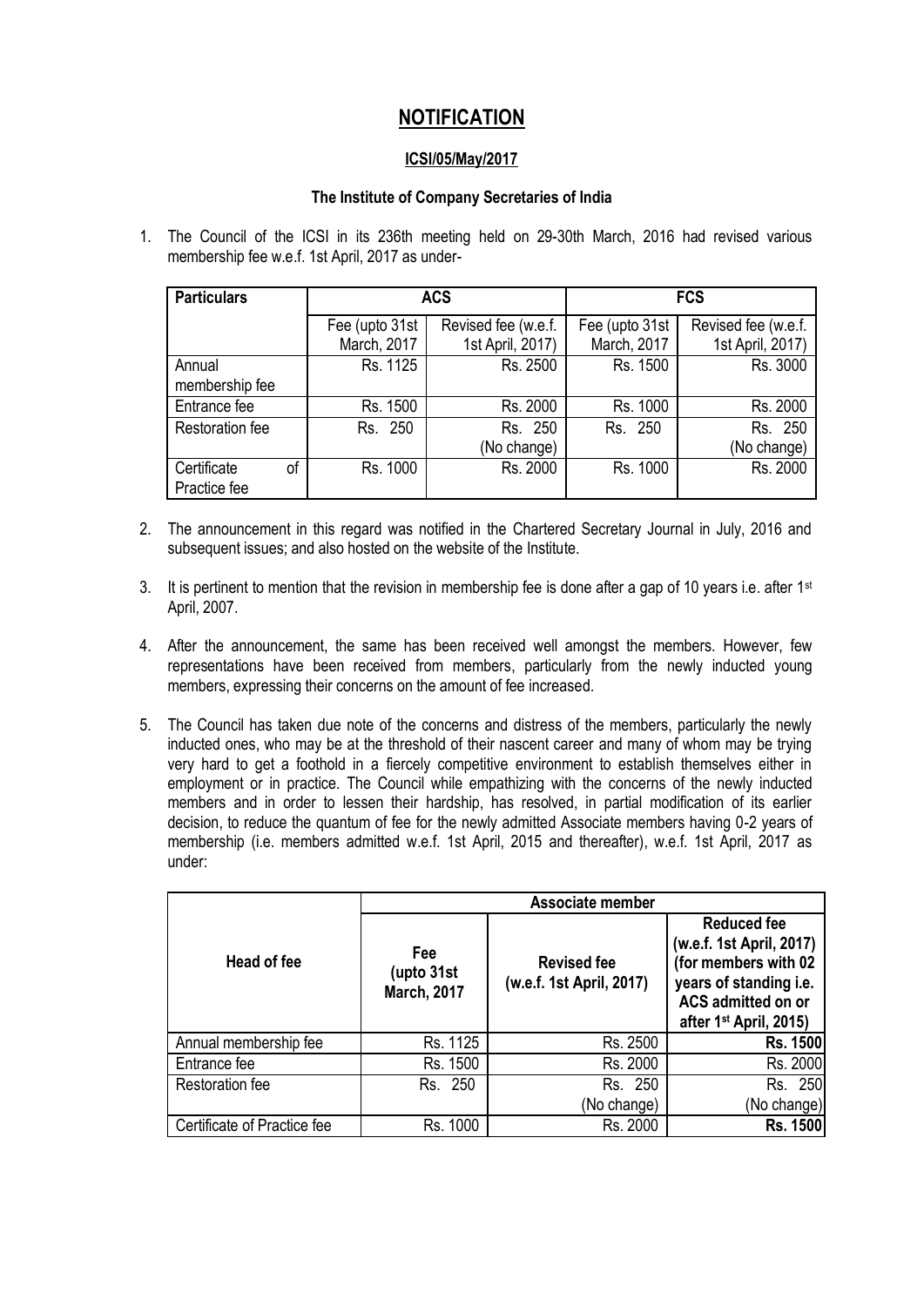# NOTIFICATION

**ICSI/05/May/2017**

**The Institute of Company Secretaries of India**

1. The Council of the ICSI in its 236th meeting held on 29-30th March, 2016 had revised various membership fee w.e.f. 1st April, 2017 as under-

| **Particulars** | **ACS** | | **FCS** | |
|---|---|---|---|---|
| | Fee (upto 31st March, 2017 | Revised fee (w.e.f. 1st April, 2017) | Fee (upto 31st March, 2017 | Revised fee (w.e.f. 1st April, 2017) |
| Annual membership fee | Rs. 1125 | Rs. 2500 | Rs. 1500 | Rs. 3000 |
| Entrance fee | Rs. 1500 | Rs. 2000 | Rs. 1000 | Rs. 2000 |
| Restoration fee | Rs. 250 | Rs. 250 (No change) | Rs. 250 | Rs. 250 (No change) |
| Certificate of Practice fee | Rs. 1000 | Rs. 2000 | Rs. 1000 | Rs. 2000 |

2. The announcement in this regard was notified in the Chartered Secretary Journal in July, 2016 and subsequent issues; and also hosted on the website of the Institute.

3. It is pertinent to mention that the revision in membership fee is done after a gap of 10 years i.e. after 1st April, 2007.

4. After the announcement, the same has been received well amongst the members. However, few representations have been received from members, particularly from the newly inducted young members, expressing their concerns on the amount of fee increased.

5. The Council has taken due note of the concerns and distress of the members, particularly the newly inducted ones, who may be at the threshold of their nascent career and many of whom may be trying very hard to get a foothold in a fiercely competitive environment to establish themselves either in employment or in practice. The Council while empathizing with the concerns of the newly inducted members and in order to lessen their hardship, has resolved, in partial modification of its earlier decision, to reduce the quantum of fee for the newly admitted Associate members having 0-2 years of membership (i.e. members admitted w.e.f. 1st April, 2015 and thereafter), w.e.f. 1st April, 2017 as under:

| **Head of fee** | **Associate member** | | |
|---|---|---|---|
| | **Fee (upto 31st March, 2017** | **Revised fee (w.e.f. 1st April, 2017)** | **Reduced fee (w.e.f. 1st April, 2017) (for members with 02 years of standing i.e. ACS admitted on or after 1st April, 2015)** |
| Annual membership fee | Rs. 1125 | Rs. 2500 | **Rs. 1500** |
| Entrance fee | Rs. 1500 | Rs. 2000 | Rs. 2000 |
| Restoration fee | Rs. 250 | Rs. 250 (No change) | Rs. 250 (No change) |
| Certificate of Practice fee | Rs. 1000 | Rs. 2000 | **Rs. 1500** |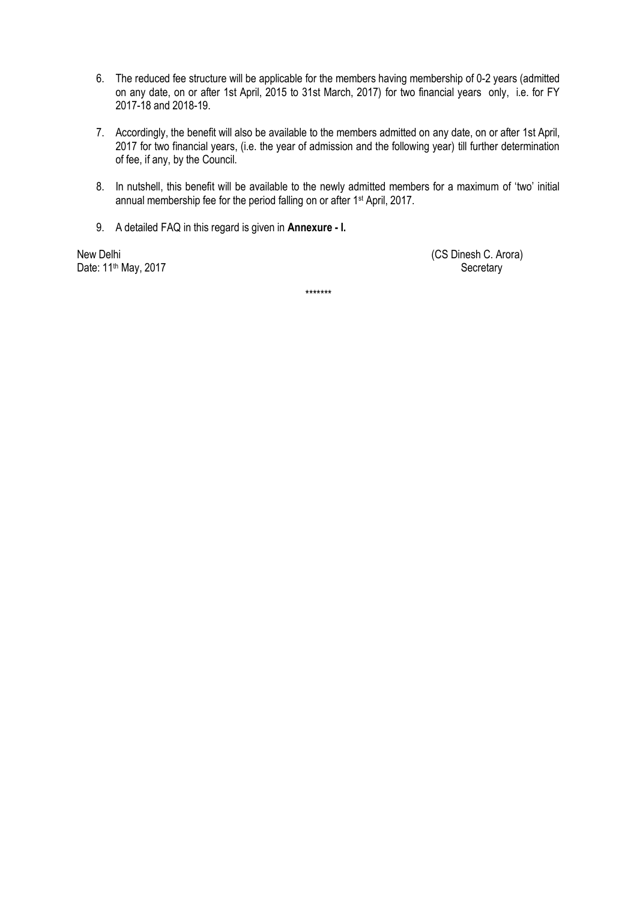6. The reduced fee structure will be applicable for the members having membership of 0-2 years (admitted on any date, on or after 1st April, 2015 to 31st March, 2017) for two financial years only, i.e. for FY 2017-18 and 2018-19.

7. Accordingly, the benefit will also be available to the members admitted on any date, on or after 1st April, 2017 for two financial years, (i.e. the year of admission and the following year) till further determination of fee, if any, by the Council.

8. In nutshell, this benefit will be available to the newly admitted members for a maximum of 'two' initial annual membership fee for the period falling on or after 1st April, 2017.

9. A detailed FAQ in this regard is given in **Annexure - I.**

New Delhi
Date: 11th May, 2017

(CS Dinesh C. Arora)
Secretary

*******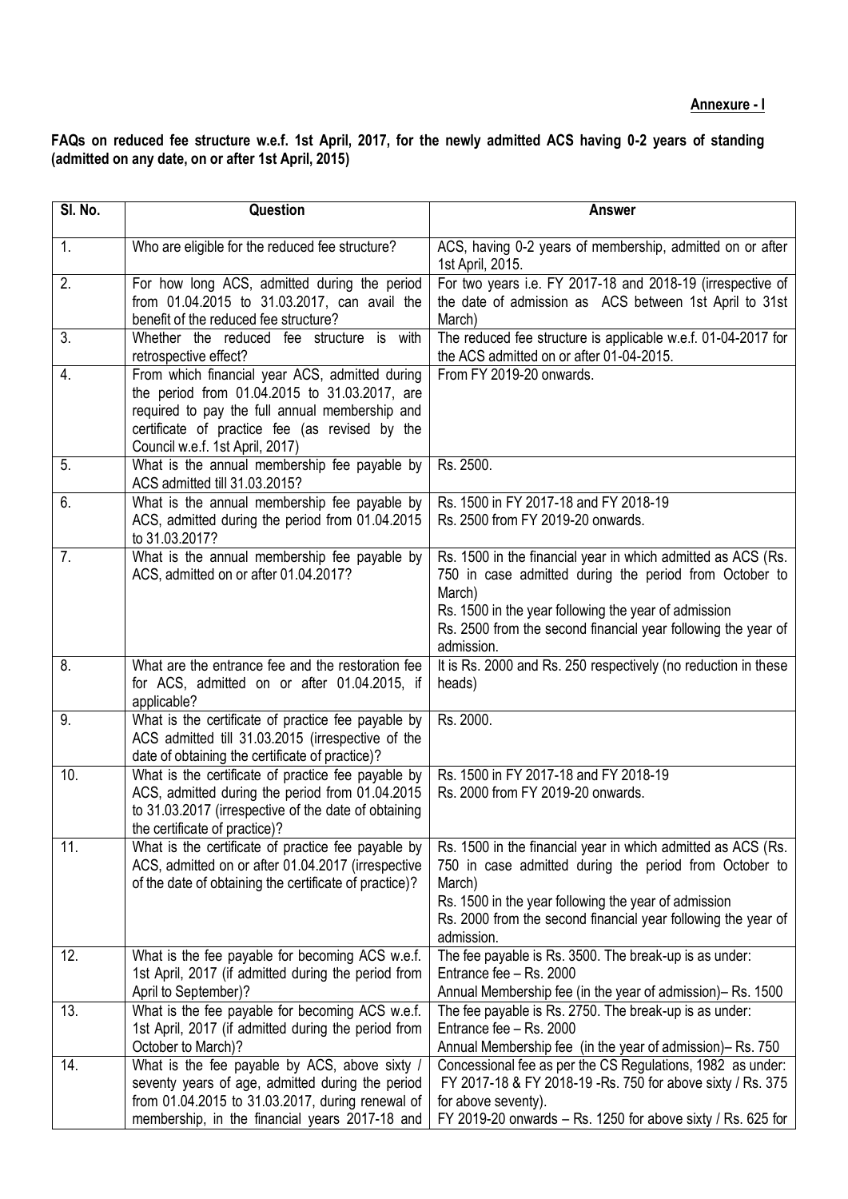**Annexure - I**

**FAQs on reduced fee structure w.e.f. 1st April, 2017, for the newly admitted ACS having 0-2 years of standing (admitted on any date, on or after 1st April, 2015)**

| Sl. No. | Question | Answer |
|---|---|---|
| 1. | Who are eligible for the reduced fee structure? | ACS, having 0-2 years of membership, admitted on or after 1st April, 2015. |
| 2. | For how long ACS, admitted during the period from 01.04.2015 to 31.03.2017, can avail the benefit of the reduced fee structure? | For two years i.e. FY 2017-18 and 2018-19 (irrespective of the date of admission as ACS between 1st April to 31st March) |
| 3. | Whether the reduced fee structure is with retrospective effect? | The reduced fee structure is applicable w.e.f. 01-04-2017 for the ACS admitted on or after 01-04-2015. |
| 4. | From which financial year ACS, admitted during the period from 01.04.2015 to 31.03.2017, are required to pay the full annual membership and certificate of practice fee (as revised by the Council w.e.f. 1st April, 2017) | From FY 2019-20 onwards. |
| 5. | What is the annual membership fee payable by ACS admitted till 31.03.2015? | Rs. 2500. |
| 6. | What is the annual membership fee payable by ACS, admitted during the period from 01.04.2015 to 31.03.2017? | Rs. 1500 in FY 2017-18 and FY 2018-19<br>Rs. 2500 from FY 2019-20 onwards. |
| 7. | What is the annual membership fee payable by ACS, admitted on or after 01.04.2017? | Rs. 1500 in the financial year in which admitted as ACS (Rs. 750 in case admitted during the period from October to March)<br>Rs. 1500 in the year following the year of admission<br>Rs. 2500 from the second financial year following the year of admission. |
| 8. | What are the entrance fee and the restoration fee for ACS, admitted on or after 01.04.2015, if applicable? | It is Rs. 2000 and Rs. 250 respectively (no reduction in these heads) |
| 9. | What is the certificate of practice fee payable by ACS admitted till 31.03.2015 (irrespective of the date of obtaining the certificate of practice)? | Rs. 2000. |
| 10. | What is the certificate of practice fee payable by ACS, admitted during the period from 01.04.2015 to 31.03.2017 (irrespective of the date of obtaining the certificate of practice)? | Rs. 1500 in FY 2017-18 and FY 2018-19<br>Rs. 2000 from FY 2019-20 onwards. |
| 11. | What is the certificate of practice fee payable by ACS, admitted on or after 01.04.2017 (irrespective of the date of obtaining the certificate of practice)? | Rs. 1500 in the financial year in which admitted as ACS (Rs. 750 in case admitted during the period from October to March)<br>Rs. 1500 in the year following the year of admission<br>Rs. 2000 from the second financial year following the year of admission. |
| 12. | What is the fee payable for becoming ACS w.e.f. 1st April, 2017 (if admitted during the period from April to September)? | The fee payable is Rs. 3500. The break-up is as under:<br>Entrance fee – Rs. 2000<br>Annual Membership fee (in the year of admission)– Rs. 1500 |
| 13. | What is the fee payable for becoming ACS w.e.f. 1st April, 2017 (if admitted during the period from October to March)? | The fee payable is Rs. 2750. The break-up is as under:<br>Entrance fee – Rs. 2000<br>Annual Membership fee (in the year of admission)– Rs. 750 |
| 14. | What is the fee payable by ACS, above sixty / seventy years of age, admitted during the period from 01.04.2015 to 31.03.2017, during renewal of membership, in the financial years 2017-18 and | Concessional fee as per the CS Regulations, 1982 as under:<br>FY 2017-18 & FY 2018-19 -Rs. 750 for above sixty / Rs. 375 for above seventy).<br>FY 2019-20 onwards – Rs. 1250 for above sixty / Rs. 625 for |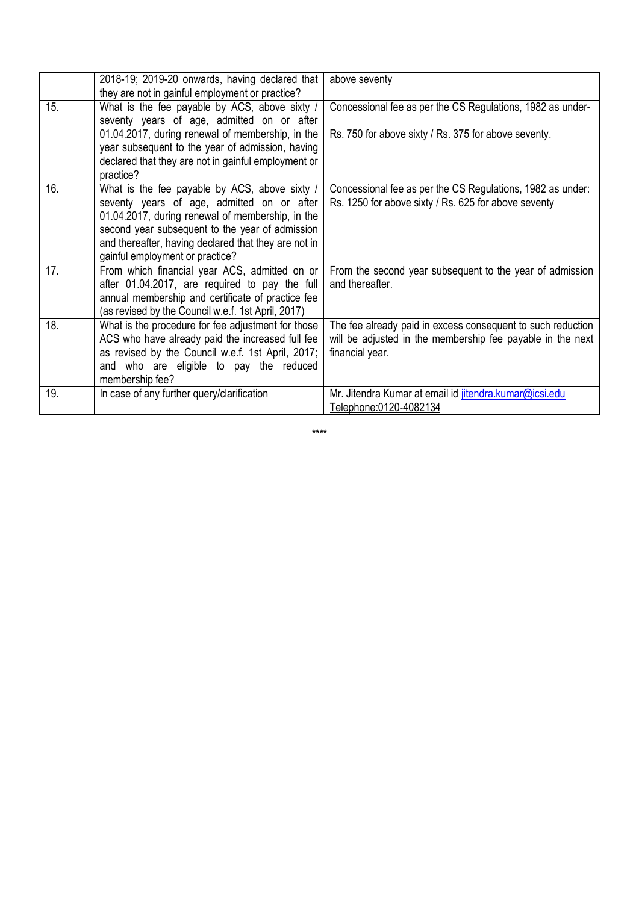| | | |
|---|---|---|
| | 2018-19; 2019-20 onwards, having declared that they are not in gainful employment or practice? | above seventy |
| 15. | What is the fee payable by ACS, above sixty / seventy years of age, admitted on or after 01.04.2017, during renewal of membership, in the year subsequent to the year of admission, having declared that they are not in gainful employment or practice? | Concessional fee as per the CS Regulations, 1982 as under- Rs. 750 for above sixty / Rs. 375 for above seventy. |
| 16. | What is the fee payable by ACS, above sixty / seventy years of age, admitted on or after 01.04.2017, during renewal of membership, in the second year subsequent to the year of admission and thereafter, having declared that they are not in gainful employment or practice? | Concessional fee as per the CS Regulations, 1982 as under: Rs. 1250 for above sixty / Rs. 625 for above seventy |
| 17. | From which financial year ACS, admitted on or after 01.04.2017, are required to pay the full annual membership and certificate of practice fee (as revised by the Council w.e.f. 1st April, 2017) | From the second year subsequent to the year of admission and thereafter. |
| 18. | What is the procedure for fee adjustment for those ACS who have already paid the increased full fee as revised by the Council w.e.f. 1st April, 2017; and who are eligible to pay the reduced membership fee? | The fee already paid in excess consequent to such reduction will be adjusted in the membership fee payable in the next financial year. |
| 19. | In case of any further query/clarification | Mr. Jitendra Kumar at email id jitendra.kumar@icsi.edu Telephone:0120-4082134 |

****